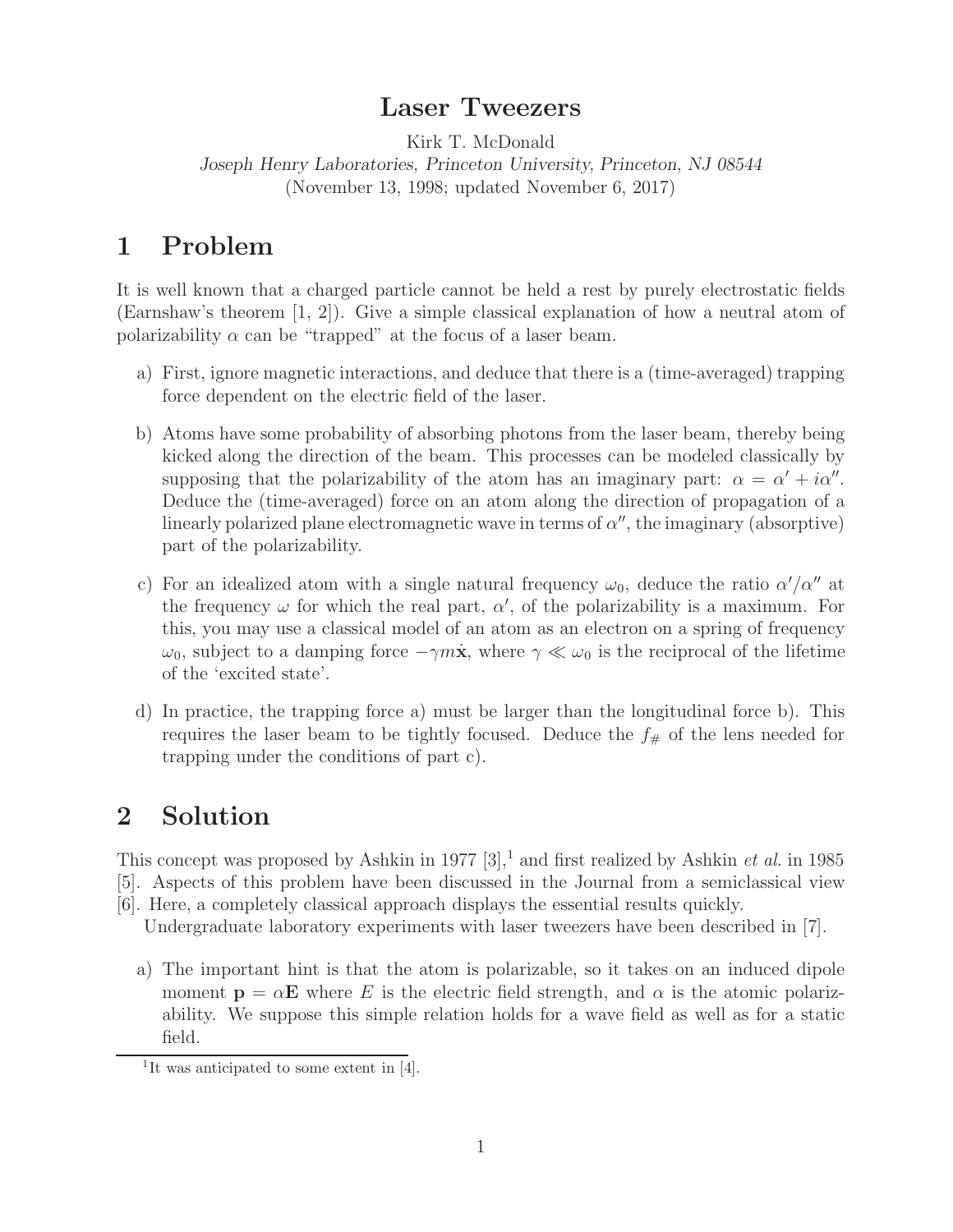# Laser Tweezers

Kirk T. McDonald

*Joseph Henry Laboratories, Princeton University, Princeton, NJ 08544*

(November 13, 1998; updated November 6, 2017)

## 1 Problem

It is well known that a charged particle cannot be held a rest by purely electrostatic fields (Earnshaw's theorem [1, 2]). Give a simple classical explanation of how a neutral atom of polarizability $\alpha$ can be "trapped" at the focus of a laser beam.

a) First, ignore magnetic interactions, and deduce that there is a (time-averaged) trapping force dependent on the electric field of the laser.

b) Atoms have some probability of absorbing photons from the laser beam, thereby being kicked along the direction of the beam. This processes can be modeled classically by supposing that the polarizability of the atom has an imaginary part: $\alpha = \alpha' + i\alpha''$. Deduce the (time-averaged) force on an atom along the direction of propagation of a linearly polarized plane electromagnetic wave in terms of $\alpha''$, the imaginary (absorptive) part of the polarizability.

c) For an idealized atom with a single natural frequency $\omega_0$, deduce the ratio $\alpha'/\alpha''$ at the frequency $\omega$ for which the real part, $\alpha'$, of the polarizability is a maximum. For this, you may use a classical model of an atom as an electron on a spring of frequency $\omega_0$, subject to a damping force $-\gamma m\dot{\mathbf{x}}$, where $\gamma \ll \omega_0$ is the reciprocal of the lifetime of the 'excited state'.

d) In practice, the trapping force a) must be larger than the longitudinal force b). This requires the laser beam to be tightly focused. Deduce the $f_{\#}$ of the lens needed for trapping under the conditions of part c).

## 2 Solution

This concept was proposed by Ashkin in 1977 [3],[1] and first realized by Ashkin *et al.* in 1985 [5]. Aspects of this problem have been discussed in the Journal from a semiclassical view [6]. Here, a completely classical approach displays the essential results quickly.

Undergraduate laboratory experiments with laser tweezers have been described in [7].

a) The important hint is that the atom is polarizable, so it takes on an induced dipole moment $\mathbf{p} = \alpha\mathbf{E}$ where $E$ is the electric field strength, and $\alpha$ is the atomic polarizability. We suppose this simple relation holds for a wave field as well as for a static field.

[1] It was anticipated to some extent in [4].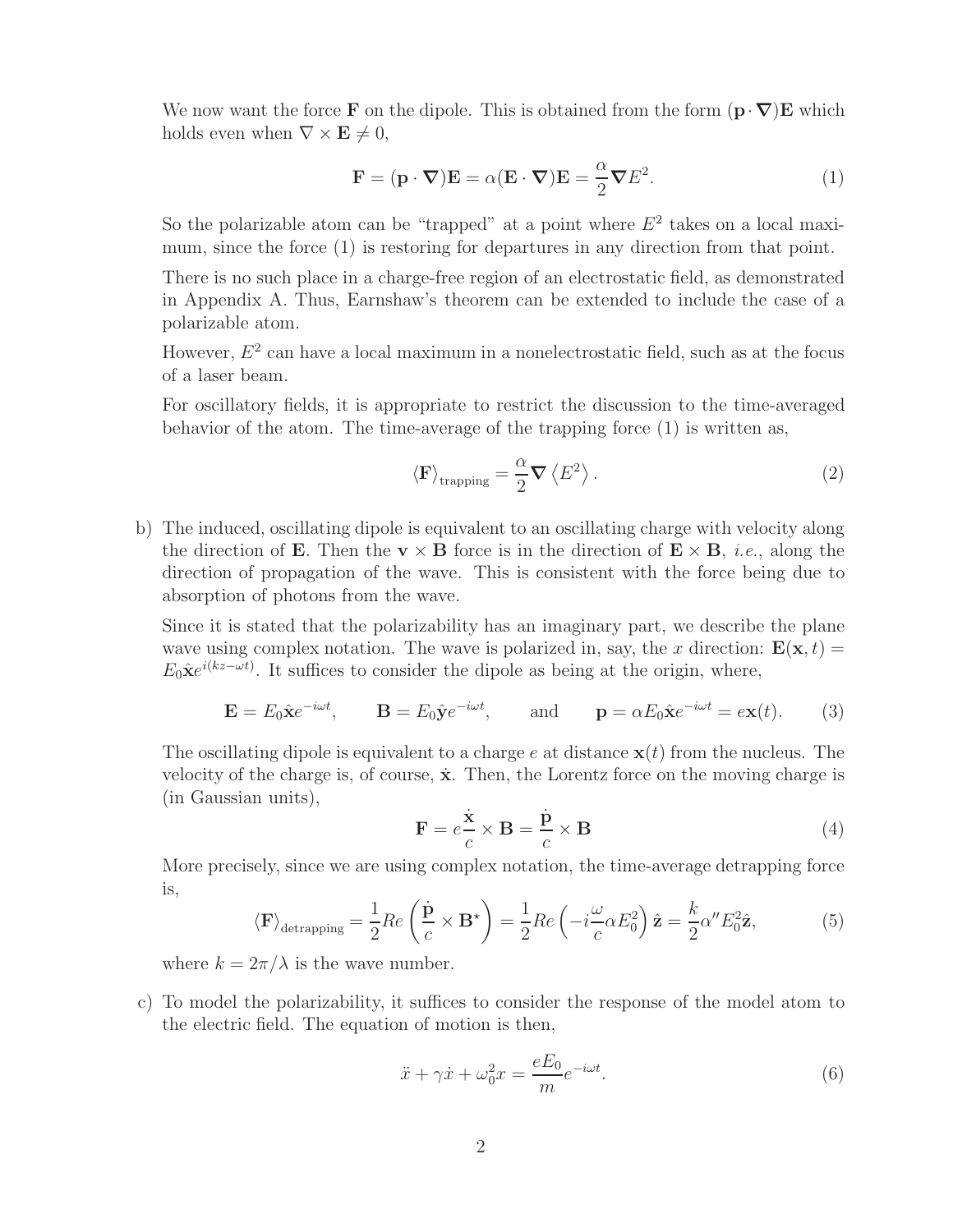We now want the force $\mathbf{F}$ on the dipole. This is obtained from the form $(\mathbf{p} \cdot \boldsymbol{\nabla})\mathbf{E}$ which holds even when $\nabla \times \mathbf{E} \neq 0$,

$$
\mathbf{F} = (\mathbf{p} \cdot \boldsymbol{\nabla})\mathbf{E} = \alpha(\mathbf{E} \cdot \boldsymbol{\nabla})\mathbf{E} = \frac{\alpha}{2} \boldsymbol{\nabla} E^2. \tag{1}
$$

So the polarizable atom can be "trapped" at a point where $E^2$ takes on a local maximum, since the force (1) is restoring for departures in any direction from that point.

There is no such place in a charge-free region of an electrostatic field, as demonstrated in Appendix A. Thus, Earnshaw's theorem can be extended to include the case of a polarizable atom.

However, $E^2$ can have a local maximum in a nonelectrostatic field, such as at the focus of a laser beam.

For oscillatory fields, it is appropriate to restrict the discussion to the time-averaged behavior of the atom. The time-average of the trapping force (1) is written as,

$$
\langle \mathbf{F} \rangle_{\text{trapping}} = \frac{\alpha}{2} \boldsymbol{\nabla} \left\langle E^2 \right\rangle. \tag{2}
$$

b) The induced, oscillating dipole is equivalent to an oscillating charge with velocity along the direction of $\mathbf{E}$. Then the $\mathbf{v} \times \mathbf{B}$ force is in the direction of $\mathbf{E} \times \mathbf{B}$, *i.e.*, along the direction of propagation of the wave. This is consistent with the force being due to absorption of photons from the wave.

Since it is stated that the polarizability has an imaginary part, we describe the plane wave using complex notation. The wave is polarized in, say, the $x$ direction: $\mathbf{E}(\mathbf{x}, t) = E_0 \hat{\mathbf{x}} e^{i(kz - \omega t)}$. It suffices to consider the dipole as being at the origin, where,

$$
\mathbf{E} = E_0 \hat{\mathbf{x}} e^{-i\omega t}, \qquad \mathbf{B} = E_0 \hat{\mathbf{y}} e^{-i\omega t}, \qquad \text{and} \qquad \mathbf{p} = \alpha E_0 \hat{\mathbf{x}} e^{-i\omega t} = e\mathbf{x}(t). \tag{3}
$$

The oscillating dipole is equivalent to a charge $e$ at distance $\mathbf{x}(t)$ from the nucleus. The velocity of the charge is, of course, $\dot{\mathbf{x}}$. Then, the Lorentz force on the moving charge is (in Gaussian units),

$$
\mathbf{F} = e \frac{\dot{\mathbf{x}}}{c} \times \mathbf{B} = \frac{\dot{\mathbf{p}}}{c} \times \mathbf{B} \tag{4}
$$

More precisely, since we are using complex notation, the time-average detrapping force is,

$$
\langle \mathbf{F} \rangle_{\text{detrapping}} = \frac{1}{2} Re \left( \frac{\dot{\mathbf{p}}}{c} \times \mathbf{B}^{\star} \right) = \frac{1}{2} Re \left( -i \frac{\omega}{c} \alpha E_0^2 \right) \hat{\mathbf{z}} = \frac{k}{2} \alpha'' E_0^2 \hat{\mathbf{z}}, \tag{5}
$$

where $k = 2\pi/\lambda$ is the wave number.

c) To model the polarizability, it suffices to consider the response of the model atom to the electric field. The equation of motion is then,

$$
\ddot{x} + \gamma \dot{x} + \omega_0^2 x = \frac{eE_0}{m} e^{-i\omega t}. \tag{6}
$$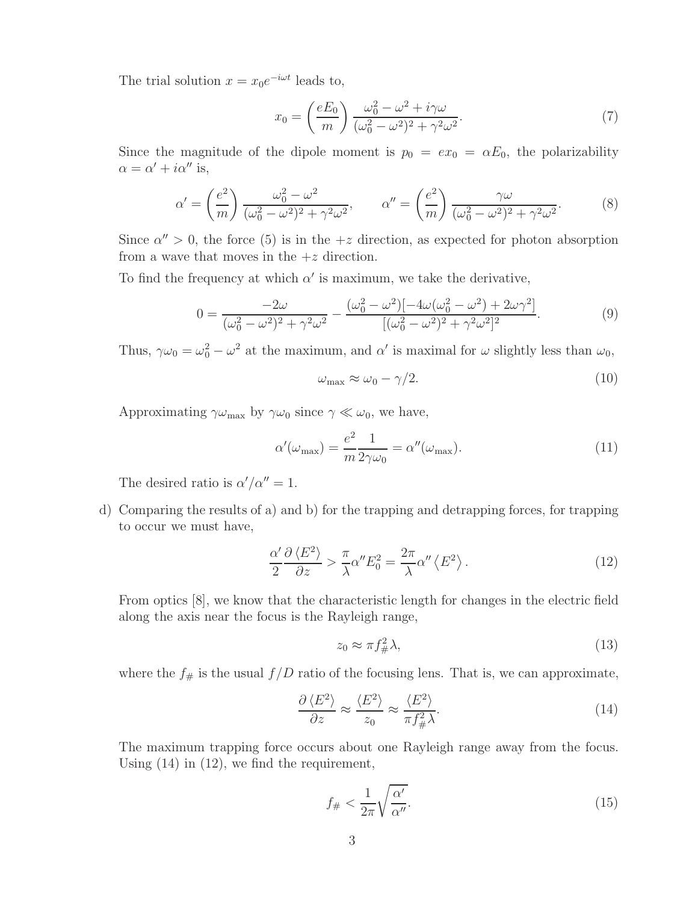The trial solution $x = x_0 e^{-i\omega t}$ leads to,

$$x_0 = \left(\frac{eE_0}{m}\right) \frac{\omega_0^2 - \omega^2 + i\gamma\omega}{(\omega_0^2 - \omega^2)^2 + \gamma^2\omega^2}. \tag{7}$$

Since the magnitude of the dipole moment is $p_0 = ex_0 = \alpha E_0$, the polarizability $\alpha = \alpha' + i\alpha''$ is,

$$\alpha' = \left(\frac{e^2}{m}\right) \frac{\omega_0^2 - \omega^2}{(\omega_0^2 - \omega^2)^2 + \gamma^2\omega^2}, \qquad \alpha'' = \left(\frac{e^2}{m}\right) \frac{\gamma\omega}{(\omega_0^2 - \omega^2)^2 + \gamma^2\omega^2}. \tag{8}$$

Since $\alpha'' > 0$, the force (5) is in the $+z$ direction, as expected for photon absorption from a wave that moves in the $+z$ direction.

To find the frequency at which $\alpha'$ is maximum, we take the derivative,

$$0 = \frac{-2\omega}{(\omega_0^2 - \omega^2)^2 + \gamma^2\omega^2} - \frac{(\omega_0^2 - \omega^2)[-4\omega(\omega_0^2 - \omega^2) + 2\omega\gamma^2]}{[(\omega_0^2 - \omega^2)^2 + \gamma^2\omega^2]^2}. \tag{9}$$

Thus, $\gamma\omega_0 = \omega_0^2 - \omega^2$ at the maximum, and $\alpha'$ is maximal for $\omega$ slightly less than $\omega_0$,

$$\omega_{\max} \approx \omega_0 - \gamma/2. \tag{10}$$

Approximating $\gamma\omega_{\max}$ by $\gamma\omega_0$ since $\gamma \ll \omega_0$, we have,

$$\alpha'(\omega_{\max}) = \frac{e^2}{m} \frac{1}{2\gamma\omega_0} = \alpha''(\omega_{\max}). \tag{11}$$

The desired ratio is $\alpha'/\alpha'' = 1$.

d) Comparing the results of a) and b) for the trapping and detrapping forces, for trapping to occur we must have,

$$\frac{\alpha'}{2} \frac{\partial \langle E^2 \rangle}{\partial z} > \frac{\pi}{\lambda} \alpha'' E_0^2 = \frac{2\pi}{\lambda} \alpha'' \langle E^2 \rangle. \tag{12}$$

From optics [8], we know that the characteristic length for changes in the electric field along the axis near the focus is the Rayleigh range,

$$z_0 \approx \pi f_\#^2 \lambda, \tag{13}$$

where the $f_\#$ is the usual $f/D$ ratio of the focusing lens. That is, we can approximate,

$$\frac{\partial \langle E^2 \rangle}{\partial z} \approx \frac{\langle E^2 \rangle}{z_0} \approx \frac{\langle E^2 \rangle}{\pi f_\#^2 \lambda}. \tag{14}$$

The maximum trapping force occurs about one Rayleigh range away from the focus. Using (14) in (12), we find the requirement,

$$f_\# < \frac{1}{2\pi} \sqrt{\frac{\alpha'}{\alpha''}}. \tag{15}$$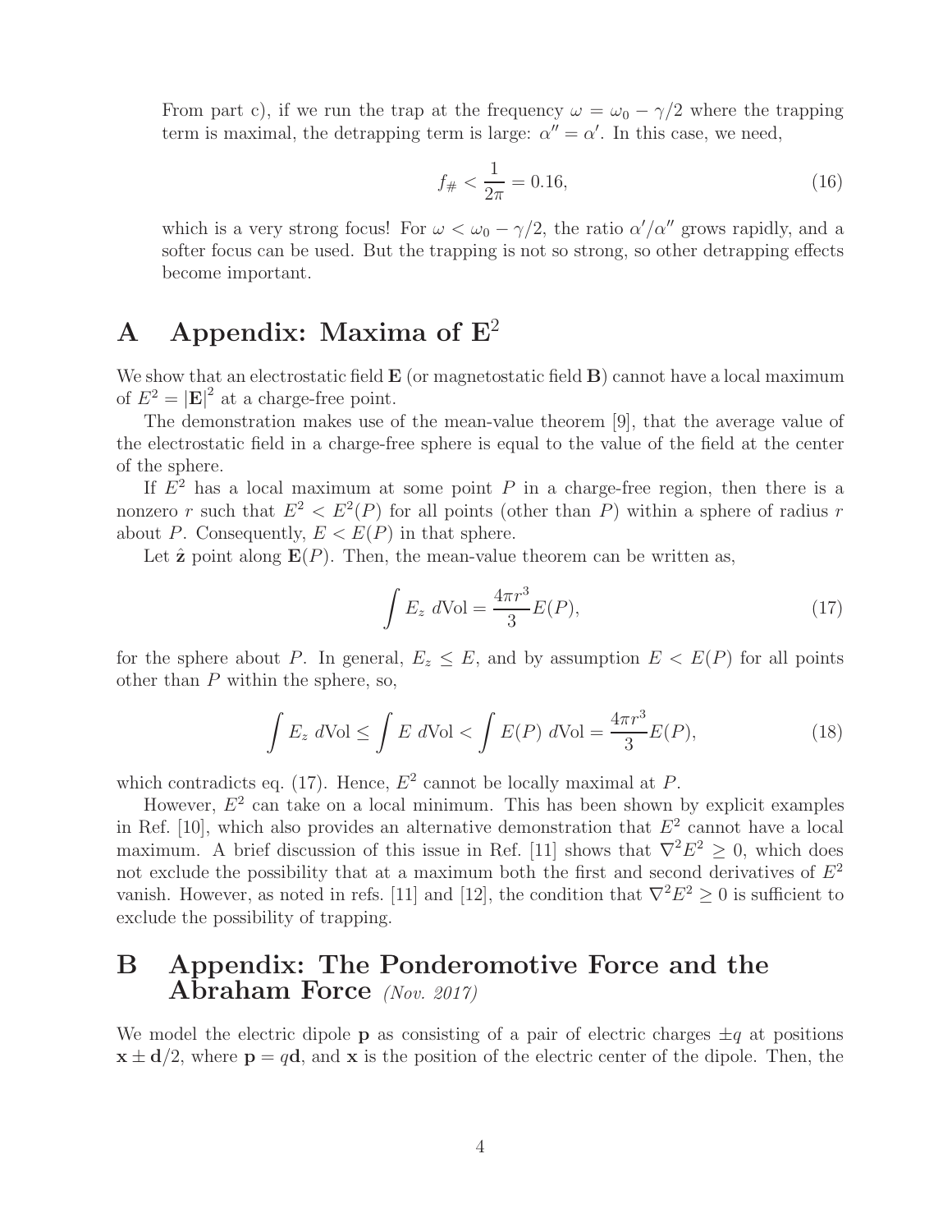From part c), if we run the trap at the frequency $\omega = \omega_0 - \gamma/2$ where the trapping term is maximal, the detrapping term is large: $\alpha'' = \alpha'$. In this case, we need,

$$f_{\#} < \frac{1}{2\pi} = 0.16, \tag{16}$$

which is a very strong focus! For $\omega < \omega_0 - \gamma/2$, the ratio $\alpha'/\alpha''$ grows rapidly, and a softer focus can be used. But the trapping is not so strong, so other detrapping effects become important.

# A Appendix: Maxima of $\mathbf{E}^2$

We show that an electrostatic field $\mathbf{E}$ (or magnetostatic field $\mathbf{B}$) cannot have a local maximum of $E^2 = |\mathbf{E}|^2$ at a charge-free point.

The demonstration makes use of the mean-value theorem [9], that the average value of the electrostatic field in a charge-free sphere is equal to the value of the field at the center of the sphere.

If $E^2$ has a local maximum at some point $P$ in a charge-free region, then there is a nonzero $r$ such that $E^2 < E^2(P)$ for all points (other than $P$) within a sphere of radius $r$ about $P$. Consequently, $E < E(P)$ in that sphere.

Let $\hat{\mathbf{z}}$ point along $\mathbf{E}(P)$. Then, the mean-value theorem can be written as,

$$\int E_z \; d\text{Vol} = \frac{4\pi r^3}{3} E(P), \tag{17}$$

for the sphere about $P$. In general, $E_z \le E$, and by assumption $E < E(P)$ for all points other than $P$ within the sphere, so,

$$\int E_z \; d\text{Vol} \le \int E \; d\text{Vol} < \int E(P) \; d\text{Vol} = \frac{4\pi r^3}{3} E(P), \tag{18}$$

which contradicts eq. (17). Hence, $E^2$ cannot be locally maximal at $P$.

However, $E^2$ can take on a local minimum. This has been shown by explicit examples in Ref. [10], which also provides an alternative demonstration that $E^2$ cannot have a local maximum. A brief discussion of this issue in Ref. [11] shows that $\nabla^2 E^2 \ge 0$, which does not exclude the possibility that at a maximum both the first and second derivatives of $E^2$ vanish. However, as noted in refs. [11] and [12], the condition that $\nabla^2 E^2 \ge 0$ is sufficient to exclude the possibility of trapping.

# B Appendix: The Ponderomotive Force and the Abraham Force *(Nov. 2017)*

We model the electric dipole $\mathbf{p}$ as consisting of a pair of electric charges $\pm q$ at positions $\mathbf{x} \pm \mathbf{d}/2$, where $\mathbf{p} = q\mathbf{d}$, and $\mathbf{x}$ is the position of the electric center of the dipole. Then, the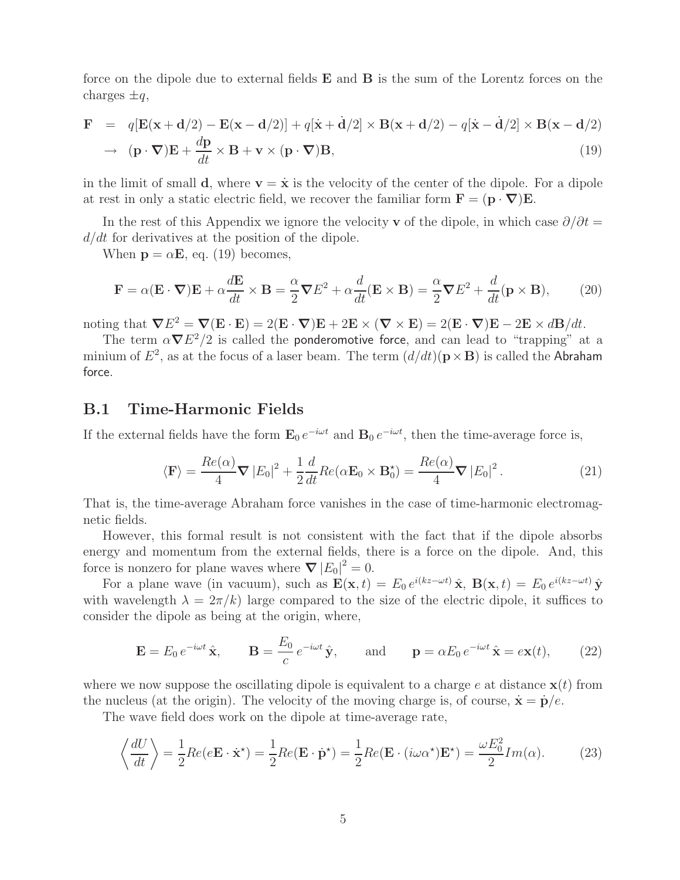force on the dipole due to external fields $\mathbf{E}$ and $\mathbf{B}$ is the sum of the Lorentz forces on the charges $\pm q$,

$$
\begin{aligned}
\mathbf{F} &= q[\mathbf{E}(\mathbf{x}+\mathbf{d}/2) - \mathbf{E}(\mathbf{x}-\mathbf{d}/2)] + q[\dot{\mathbf{x}} + \dot{\mathbf{d}}/2] \times \mathbf{B}(\mathbf{x}+\mathbf{d}/2) - q[\dot{\mathbf{x}} - \dot{\mathbf{d}}/2] \times \mathbf{B}(\mathbf{x}-\mathbf{d}/2) \\
&\to (\mathbf{p}\cdot\boldsymbol{\nabla})\mathbf{E} + \frac{d\mathbf{p}}{dt} \times \mathbf{B} + \mathbf{v} \times (\mathbf{p}\cdot\boldsymbol{\nabla})\mathbf{B}, \qquad (19)
\end{aligned}
$$

in the limit of small $\mathbf{d}$, where $\mathbf{v} = \dot{\mathbf{x}}$ is the velocity of the center of the dipole. For a dipole at rest in only a static electric field, we recover the familiar form $\mathbf{F} = (\mathbf{p}\cdot\boldsymbol{\nabla})\mathbf{E}$.

In the rest of this Appendix we ignore the velocity $\mathbf{v}$ of the dipole, in which case $\partial/\partial t = d/dt$ for derivatives at the position of the dipole.

When $\mathbf{p} = \alpha\mathbf{E}$, eq. (19) becomes,

$$
\mathbf{F} = \alpha(\mathbf{E}\cdot\boldsymbol{\nabla})\mathbf{E} + \alpha\frac{d\mathbf{E}}{dt} \times \mathbf{B} = \frac{\alpha}{2}\boldsymbol{\nabla}E^2 + \alpha\frac{d}{dt}(\mathbf{E}\times\mathbf{B}) = \frac{\alpha}{2}\boldsymbol{\nabla}E^2 + \frac{d}{dt}(\mathbf{p}\times\mathbf{B}), \qquad (20)
$$

noting that $\boldsymbol{\nabla}E^2 = \boldsymbol{\nabla}(\mathbf{E}\cdot\mathbf{E}) = 2(\mathbf{E}\cdot\boldsymbol{\nabla})\mathbf{E} + 2\mathbf{E}\times(\boldsymbol{\nabla}\times\mathbf{E}) = 2(\mathbf{E}\cdot\boldsymbol{\nabla})\mathbf{E} - 2\mathbf{E}\times d\mathbf{B}/dt$.

The term $\alpha\boldsymbol{\nabla}E^2/2$ is called the ponderomotive force, and can lead to "trapping" at a minium of $E^2$, as at the focus of a laser beam. The term $(d/dt)(\mathbf{p}\times\mathbf{B})$ is called the Abraham force.

## B.1 Time-Harmonic Fields

If the external fields have the form $\mathbf{E}_0\, e^{-i\omega t}$ and $\mathbf{B}_0\, e^{-i\omega t}$, then the time-average force is,

$$
\langle\mathbf{F}\rangle = \frac{Re(\alpha)}{4}\boldsymbol{\nabla}\left|E_0\right|^2 + \frac{1}{2}\frac{d}{dt}Re(\alpha\mathbf{E}_0\times\mathbf{B}_0^\star) = \frac{Re(\alpha)}{4}\boldsymbol{\nabla}\left|E_0\right|^2. \qquad (21)
$$

That is, the time-average Abraham force vanishes in the case of time-harmonic electromagnetic fields.

However, this formal result is not consistent with the fact that if the dipole absorbs energy and momentum from the external fields, there is a force on the dipole. And, this force is nonzero for plane waves where $\boldsymbol{\nabla}\left|E_0\right|^2 = 0$.

For a plane wave (in vacuum), such as $\mathbf{E}(\mathbf{x},t) = E_0\, e^{i(kz-\omega t)}\,\hat{\mathbf{x}}$, $\mathbf{B}(\mathbf{x},t) = E_0\, e^{i(kz-\omega t)}\,\hat{\mathbf{y}}$ with wavelength $\lambda = 2\pi/k$) large compared to the size of the electric dipole, it suffices to consider the dipole as being at the origin, where,

$$
\mathbf{E} = E_0\, e^{-i\omega t}\,\hat{\mathbf{x}}, \qquad \mathbf{B} = \frac{E_0}{c}\, e^{-i\omega t}\,\hat{\mathbf{y}}, \qquad \text{and} \qquad \mathbf{p} = \alpha E_0\, e^{-i\omega t}\,\hat{\mathbf{x}} = e\mathbf{x}(t), \qquad (22)
$$

where we now suppose the oscillating dipole is equivalent to a charge $e$ at distance $\mathbf{x}(t)$ from the nucleus (at the origin). The velocity of the moving charge is, of course, $\dot{\mathbf{x}} = \dot{\mathbf{p}}/e$.

The wave field does work on the dipole at time-average rate,

$$
\left\langle\frac{dU}{dt}\right\rangle = \frac{1}{2}Re(e\mathbf{E}\cdot\dot{\mathbf{x}}^\star) = \frac{1}{2}Re(\mathbf{E}\cdot\dot{\mathbf{p}}^\star) = \frac{1}{2}Re(\mathbf{E}\cdot(i\omega\alpha^\star)\mathbf{E}^\star) = \frac{\omega E_0^2}{2}Im(\alpha). \qquad (23)
$$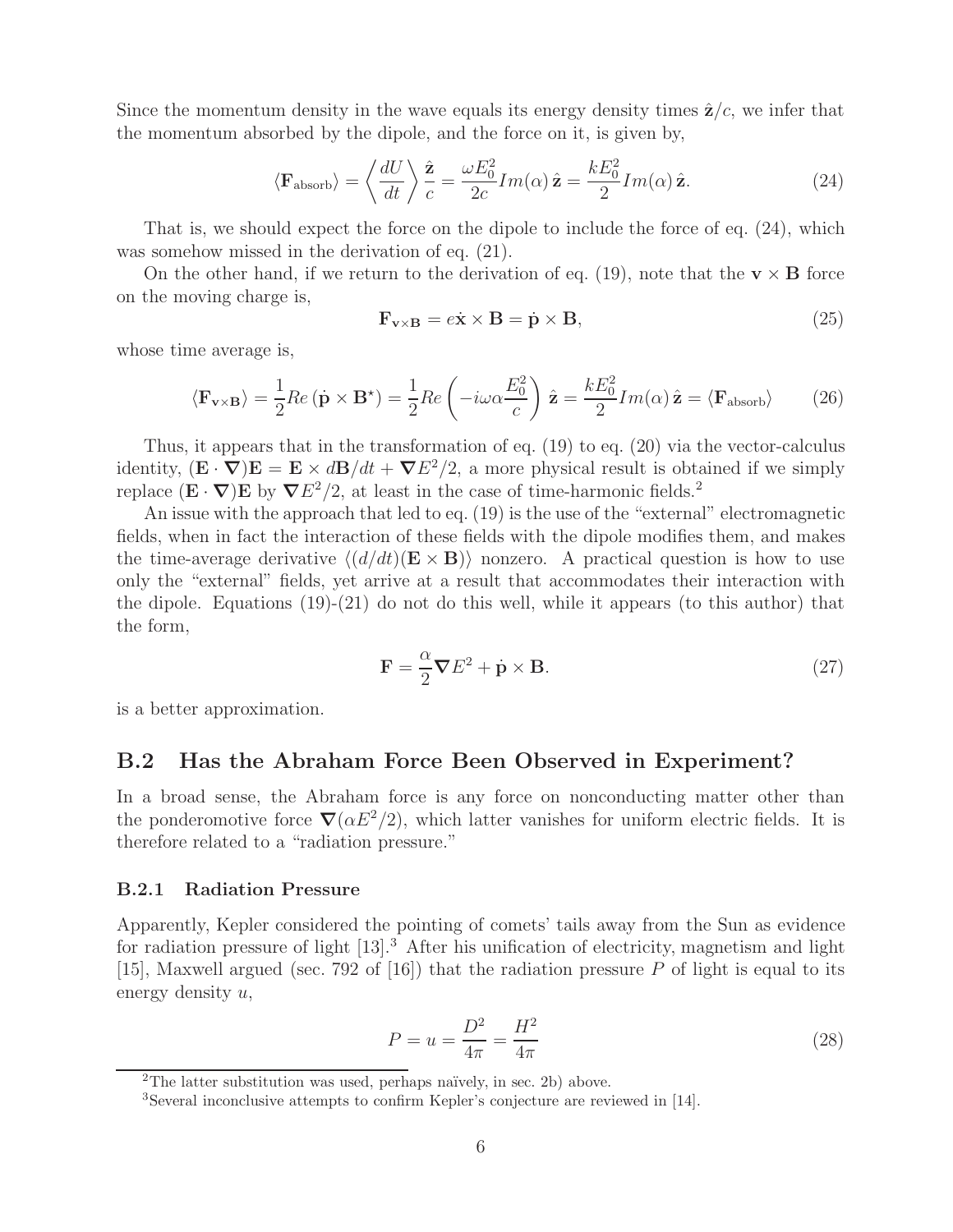Since the momentum density in the wave equals its energy density times $\hat{\mathbf{z}}/c$, we infer that the momentum absorbed by the dipole, and the force on it, is given by,

$$\langle \mathbf{F}_{\rm absorb} \rangle = \left\langle \frac{dU}{dt} \right\rangle \frac{\hat{\mathbf{z}}}{c} = \frac{\omega E_0^2}{2c} Im(\alpha)\, \hat{\mathbf{z}} = \frac{k E_0^2}{2} Im(\alpha)\, \hat{\mathbf{z}}. \tag{24}$$

That is, we should expect the force on the dipole to include the force of eq. (24), which was somehow missed in the derivation of eq. (21).

On the other hand, if we return to the derivation of eq. (19), note that the $\mathbf{v} \times \mathbf{B}$ force on the moving charge is,

$$\mathbf{F}_{\mathbf{v}\times\mathbf{B}} = e\dot{\mathbf{x}} \times \mathbf{B} = \dot{\mathbf{p}} \times \mathbf{B}, \tag{25}$$

whose time average is,

$$\langle \mathbf{F}_{\mathbf{v}\times\mathbf{B}} \rangle = \frac{1}{2} Re\,(\dot{\mathbf{p}} \times \mathbf{B}^\star) = \frac{1}{2} Re\left(-i\omega\alpha \frac{E_0^2}{c}\right) \hat{\mathbf{z}} = \frac{k E_0^2}{2} Im(\alpha)\, \hat{\mathbf{z}} = \langle \mathbf{F}_{\rm absorb} \rangle \tag{26}$$

Thus, it appears that in the transformation of eq. (19) to eq. (20) via the vector-calculus identity, $(\mathbf{E} \cdot \boldsymbol{\nabla})\mathbf{E} = \mathbf{E} \times d\mathbf{B}/dt + \boldsymbol{\nabla} E^2/2$, a more physical result is obtained if we simply replace $(\mathbf{E} \cdot \boldsymbol{\nabla})\mathbf{E}$ by $\boldsymbol{\nabla} E^2/2$, at least in the case of time-harmonic fields.[2]

An issue with the approach that led to eq. (19) is the use of the "external" electromagnetic fields, when in fact the interaction of these fields with the dipole modifies them, and makes the time-average derivative $\langle (d/dt)(\mathbf{E} \times \mathbf{B}) \rangle$ nonzero. A practical question is how to use only the "external" fields, yet arrive at a result that accommodates their interaction with the dipole. Equations (19)-(21) do not do this well, while it appears (to this author) that the form,

$$\mathbf{F} = \frac{\alpha}{2} \boldsymbol{\nabla} E^2 + \dot{\mathbf{p}} \times \mathbf{B}. \tag{27}$$

is a better approximation.

## B.2 Has the Abraham Force Been Observed in Experiment?

In a broad sense, the Abraham force is any force on nonconducting matter other than the ponderomotive force $\boldsymbol{\nabla}(\alpha E^2/2)$, which latter vanishes for uniform electric fields. It is therefore related to a "radiation pressure."

### B.2.1 Radiation Pressure

Apparently, Kepler considered the pointing of comets' tails away from the Sun as evidence for radiation pressure of light [13].[3] After his unification of electricity, magnetism and light [15], Maxwell argued (sec. 792 of [16]) that the radiation pressure $P$ of light is equal to its energy density $u$,

$$P = u = \frac{D^2}{4\pi} = \frac{H^2}{4\pi} \tag{28}$$

[2] The latter substitution was used, perhaps naïvely, in sec. 2b) above.

[3] Several inconclusive attempts to confirm Kepler's conjecture are reviewed in [14].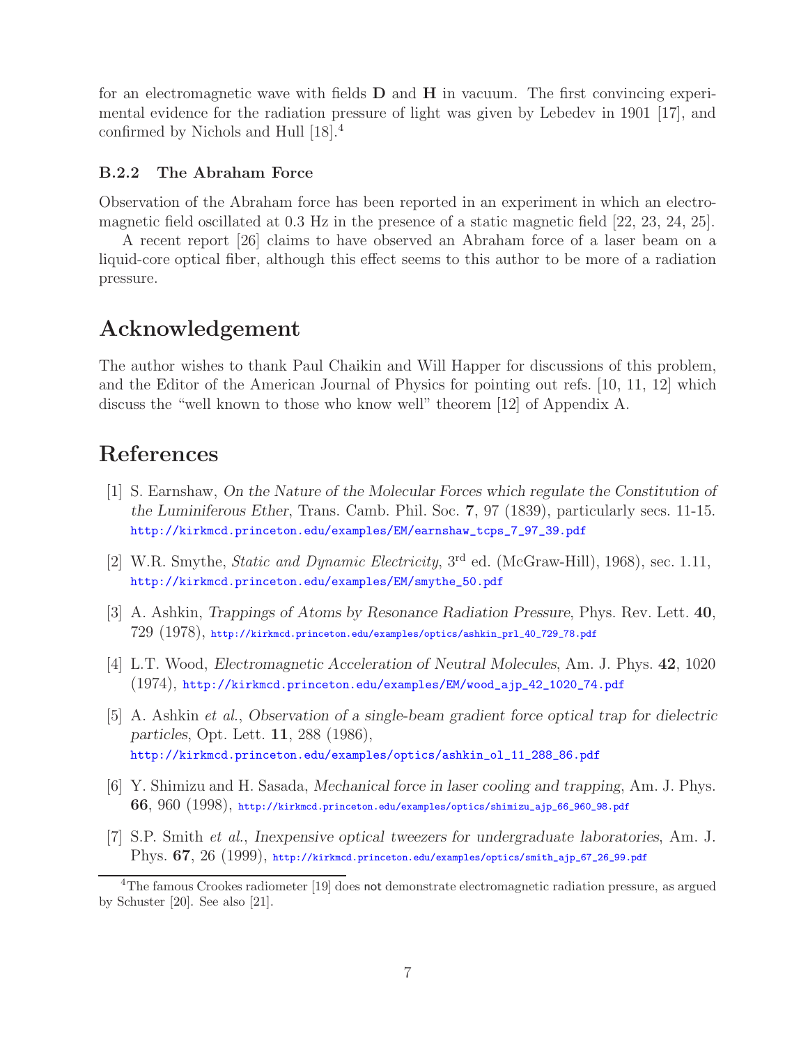for an electromagnetic wave with fields **D** and **H** in vacuum. The first convincing experimental evidence for the radiation pressure of light was given by Lebedev in 1901 [17], and confirmed by Nichols and Hull [18].[4]

### B.2.2 The Abraham Force

Observation of the Abraham force has been reported in an experiment in which an electromagnetic field oscillated at 0.3 Hz in the presence of a static magnetic field [22, 23, 24, 25].

A recent report [26] claims to have observed an Abraham force of a laser beam on a liquid-core optical fiber, although this effect seems to this author to be more of a radiation pressure.

## Acknowledgement

The author wishes to thank Paul Chaikin and Will Happer for discussions of this problem, and the Editor of the American Journal of Physics for pointing out refs. [10, 11, 12] which discuss the "well known to those who know well" theorem [12] of Appendix A.

## References

[1] S. Earnshaw, *On the Nature of the Molecular Forces which regulate the Constitution of the Luminiferous Ether*, Trans. Camb. Phil. Soc. **7**, 97 (1839), particularly secs. 11-15. http://kirkmcd.princeton.edu/examples/EM/earnshaw_tcps_7_97_39.pdf

[2] W.R. Smythe, *Static and Dynamic Electricity*, 3rd ed. (McGraw-Hill), 1968), sec. 1.11, http://kirkmcd.princeton.edu/examples/EM/smythe_50.pdf

[3] A. Ashkin, *Trappings of Atoms by Resonance Radiation Pressure*, Phys. Rev. Lett. **40**, 729 (1978), http://kirkmcd.princeton.edu/examples/optics/ashkin_prl_40_729_78.pdf

[4] L.T. Wood, *Electromagnetic Acceleration of Neutral Molecules*, Am. J. Phys. **42**, 1020 (1974), http://kirkmcd.princeton.edu/examples/EM/wood_ajp_42_1020_74.pdf

[5] A. Ashkin *et al.*, *Observation of a single-beam gradient force optical trap for dielectric particles*, Opt. Lett. **11**, 288 (1986), http://kirkmcd.princeton.edu/examples/optics/ashkin_ol_11_288_86.pdf

[6] Y. Shimizu and H. Sasada, *Mechanical force in laser cooling and trapping*, Am. J. Phys. **66**, 960 (1998), http://kirkmcd.princeton.edu/examples/optics/shimizu_ajp_66_960_98.pdf

[7] S.P. Smith *et al.*, *Inexpensive optical tweezers for undergraduate laboratories*, Am. J. Phys. **67**, 26 (1999), http://kirkmcd.princeton.edu/examples/optics/smith_ajp_67_26_99.pdf

[4] The famous Crookes radiometer [19] does not demonstrate electromagnetic radiation pressure, as argued by Schuster [20]. See also [21].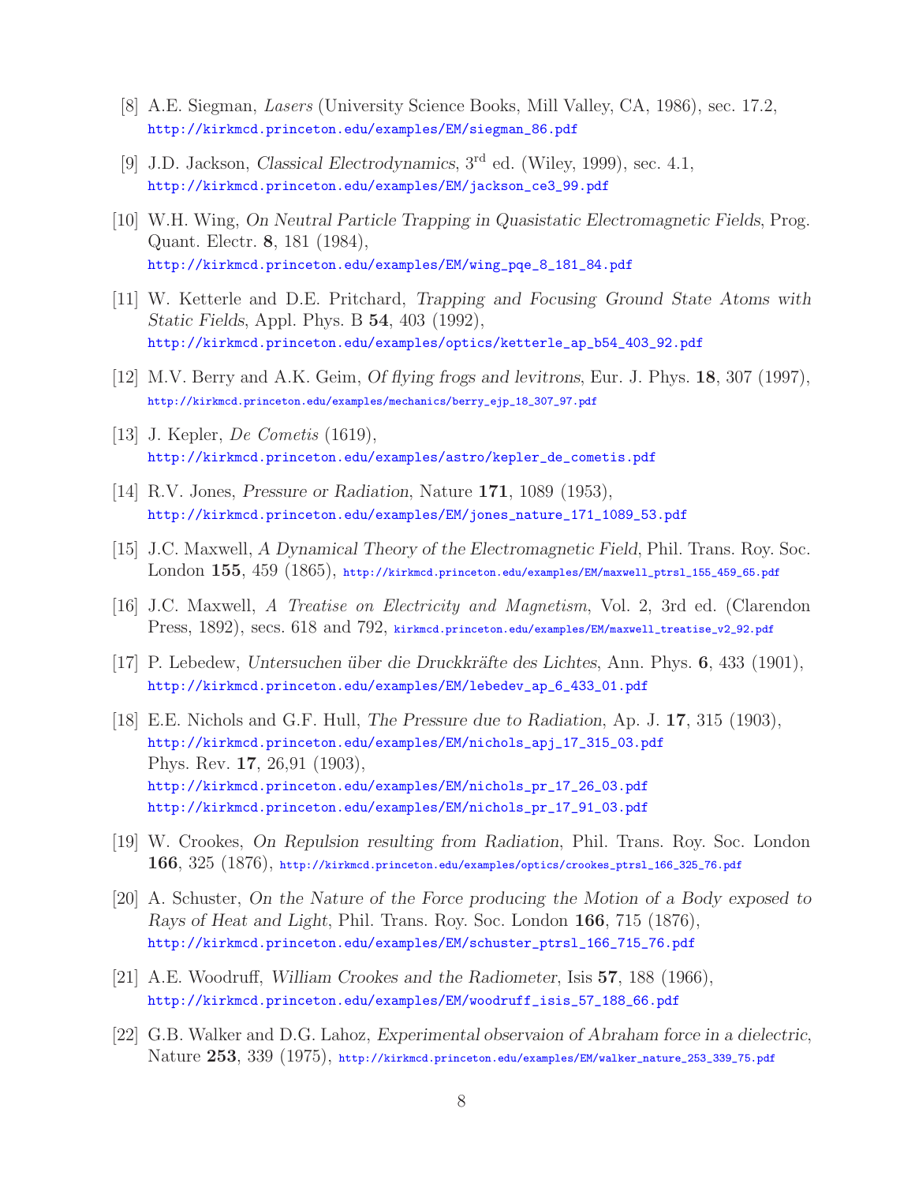[8] A.E. Siegman, *Lasers* (University Science Books, Mill Valley, CA, 1986), sec. 17.2, http://kirkmcd.princeton.edu/examples/EM/siegman_86.pdf

[9] J.D. Jackson, *Classical Electrodynamics*, 3rd ed. (Wiley, 1999), sec. 4.1, http://kirkmcd.princeton.edu/examples/EM/jackson_ce3_99.pdf

[10] W.H. Wing, *On Neutral Particle Trapping in Quasistatic Electromagnetic Fields*, Prog. Quant. Electr. **8**, 181 (1984), http://kirkmcd.princeton.edu/examples/EM/wing_pqe_8_181_84.pdf

[11] W. Ketterle and D.E. Pritchard, *Trapping and Focusing Ground State Atoms with Static Fields*, Appl. Phys. B **54**, 403 (1992), http://kirkmcd.princeton.edu/examples/optics/ketterle_ap_b54_403_92.pdf

[12] M.V. Berry and A.K. Geim, *Of flying frogs and levitrons*, Eur. J. Phys. **18**, 307 (1997), http://kirkmcd.princeton.edu/examples/mechanics/berry_ejp_18_307_97.pdf

[13] J. Kepler, *De Cometis* (1619), http://kirkmcd.princeton.edu/examples/astro/kepler_de_cometis.pdf

[14] R.V. Jones, *Pressure or Radiation*, Nature **171**, 1089 (1953), http://kirkmcd.princeton.edu/examples/EM/jones_nature_171_1089_53.pdf

[15] J.C. Maxwell, *A Dynamical Theory of the Electromagnetic Field*, Phil. Trans. Roy. Soc. London **155**, 459 (1865), http://kirkmcd.princeton.edu/examples/EM/maxwell_ptrsl_155_459_65.pdf

[16] J.C. Maxwell, *A Treatise on Electricity and Magnetism*, Vol. 2, 3rd ed. (Clarendon Press, 1892), secs. 618 and 792, kirkmcd.princeton.edu/examples/EM/maxwell_treatise_v2_92.pdf

[17] P. Lebedew, *Untersuchen über die Druckkräfte des Lichtes*, Ann. Phys. **6**, 433 (1901), http://kirkmcd.princeton.edu/examples/EM/lebedev_ap_6_433_01.pdf

[18] E.E. Nichols and G.F. Hull, *The Pressure due to Radiation*, Ap. J. **17**, 315 (1903), http://kirkmcd.princeton.edu/examples/EM/nichols_apj_17_315_03.pdf
Phys. Rev. **17**, 26,91 (1903),
http://kirkmcd.princeton.edu/examples/EM/nichols_pr_17_26_03.pdf
http://kirkmcd.princeton.edu/examples/EM/nichols_pr_17_91_03.pdf

[19] W. Crookes, *On Repulsion resulting from Radiation*, Phil. Trans. Roy. Soc. London **166**, 325 (1876), http://kirkmcd.princeton.edu/examples/optics/crookes_ptrsl_166_325_76.pdf

[20] A. Schuster, *On the Nature of the Force producing the Motion of a Body exposed to Rays of Heat and Light*, Phil. Trans. Roy. Soc. London **166**, 715 (1876), http://kirkmcd.princeton.edu/examples/EM/schuster_ptrsl_166_715_76.pdf

[21] A.E. Woodruff, *William Crookes and the Radiometer*, Isis **57**, 188 (1966), http://kirkmcd.princeton.edu/examples/EM/woodruff_isis_57_188_66.pdf

[22] G.B. Walker and D.G. Lahoz, *Experimental observaion of Abraham force in a dielectric*, Nature **253**, 339 (1975), http://kirkmcd.princeton.edu/examples/EM/walker_nature_253_339_75.pdf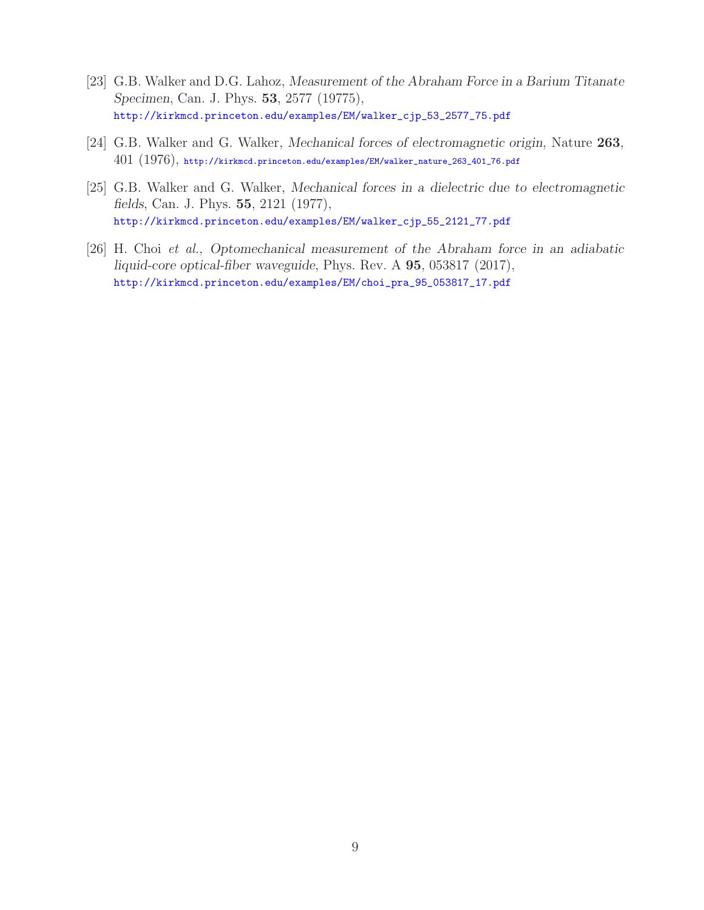[23] G.B. Walker and D.G. Lahoz, *Measurement of the Abraham Force in a Barium Titanate Specimen*, Can. J. Phys. **53**, 2577 (19775),
http://kirkmcd.princeton.edu/examples/EM/walker_cjp_53_2577_75.pdf

[24] G.B. Walker and G. Walker, *Mechanical forces of electromagnetic origin*, Nature **263**, 401 (1976), http://kirkmcd.princeton.edu/examples/EM/walker_nature_263_401_76.pdf

[25] G.B. Walker and G. Walker, *Mechanical forces in a dielectric due to electromagnetic fields*, Can. J. Phys. **55**, 2121 (1977),
http://kirkmcd.princeton.edu/examples/EM/walker_cjp_55_2121_77.pdf

[26] H. Choi *et al.*, *Optomechanical measurement of the Abraham force in an adiabatic liquid-core optical-fiber waveguide*, Phys. Rev. A **95**, 053817 (2017),
http://kirkmcd.princeton.edu/examples/EM/choi_pra_95_053817_17.pdf